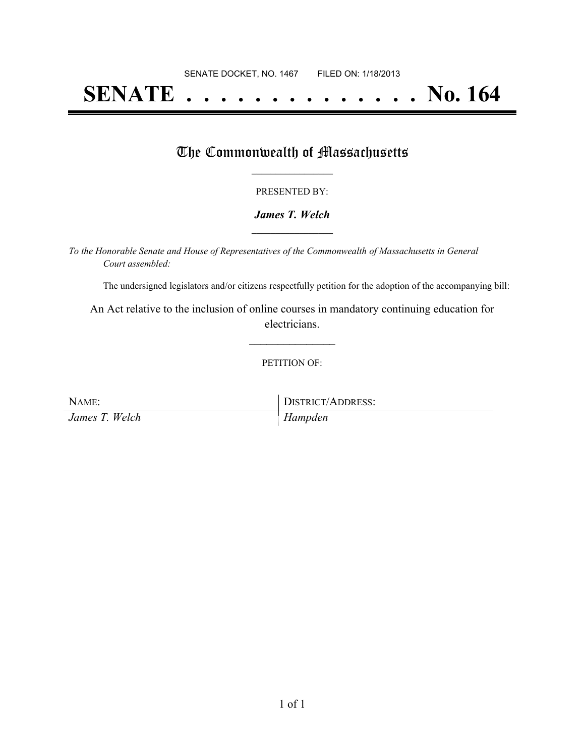SENATE DOCKET, NO. 1467 FILED ON: 1/18/2013

# SENATE . . . . . . . . . . . . . . No. 164

## The Commonwealth of Massachusetts

PRESENTED BY:

***James T. Welch***

*To the Honorable Senate and House of Representatives of the Commonwealth of Massachusetts in General Court assembled:*

The undersigned legislators and/or citizens respectfully petition for the adoption of the accompanying bill:

An Act relative to the inclusion of online courses in mandatory continuing education for electricians.

PETITION OF:

| NAME: | DISTRICT/ADDRESS: |
| --- | --- |
| *James T. Welch* | *Hampden* |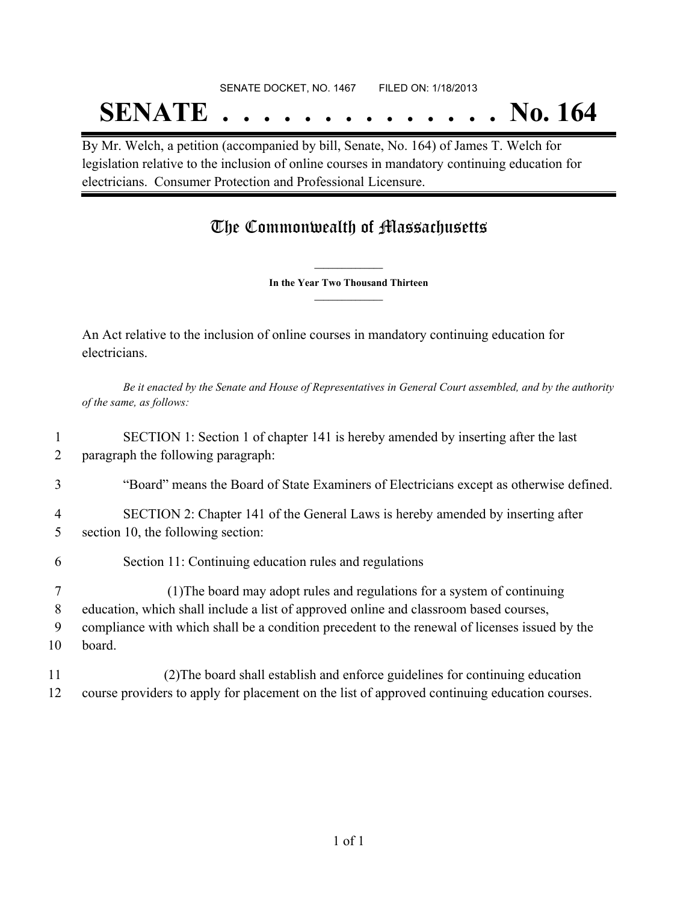SENATE DOCKET, NO. 1467        FILED ON: 1/18/2013

# SENATE . . . . . . . . . . . . . . No. 164

By Mr. Welch, a petition (accompanied by bill, Senate, No. 164) of James T. Welch for legislation relative to the inclusion of online courses in mandatory continuing education for electricians. Consumer Protection and Professional Licensure.

## The Commonwealth of Massachusetts

**In the Year Two Thousand Thirteen**

An Act relative to the inclusion of online courses in mandatory continuing education for electricians.

*Be it enacted by the Senate and House of Representatives in General Court assembled, and by the authority of the same, as follows:*

1 SECTION 1: Section 1 of chapter 141 is hereby amended by inserting after the last
2 paragraph the following paragraph:

3 "Board" means the Board of State Examiners of Electricians except as otherwise defined.

4 SECTION 2: Chapter 141 of the General Laws is hereby amended by inserting after
5 section 10, the following section:

6 Section 11: Continuing education rules and regulations

7 (1)The board may adopt rules and regulations for a system of continuing
8 education, which shall include a list of approved online and classroom based courses,
9 compliance with which shall be a condition precedent to the renewal of licenses issued by the
10 board.

11 (2)The board shall establish and enforce guidelines for continuing education
12 course providers to apply for placement on the list of approved continuing education courses.